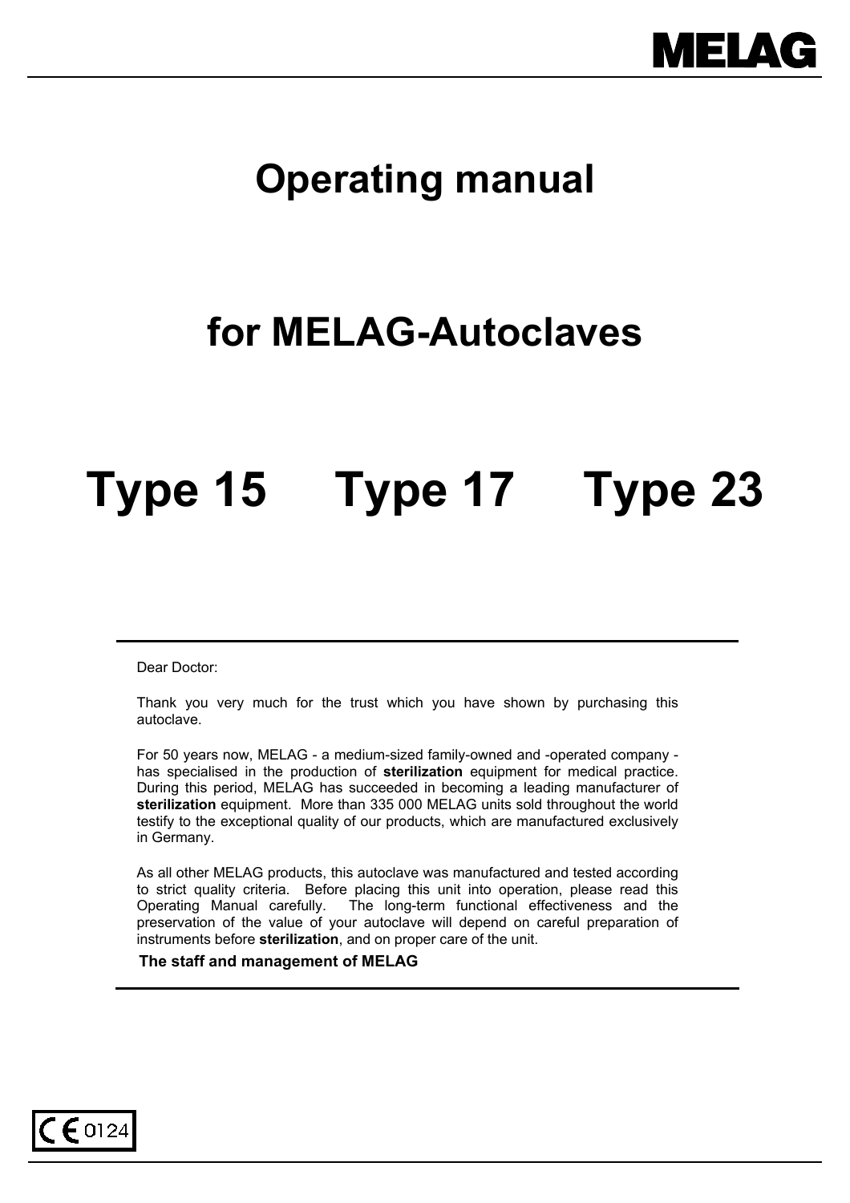MELAG

# Operating manual

# for MELAG-Autoclaves

# Type 15 Type 17 Type 23

Dear Doctor:

Thank you very much for the trust which you have shown by purchasing this autoclave.

For 50 years now, MELAG - a medium-sized family-owned and -operated company - has specialised in the production of **sterilization** equipment for medical practice. During this period, MELAG has succeeded in becoming a leading manufacturer of **sterilization** equipment. More than 335 000 MELAG units sold throughout the world testify to the exceptional quality of our products, which are manufactured exclusively in Germany.

As all other MELAG products, this autoclave was manufactured and tested according to strict quality criteria. Before placing this unit into operation, please read this Operating Manual carefully. The long-term functional effectiveness and the preservation of the value of your autoclave will depend on careful preparation of instruments before **sterilization**, and on proper care of the unit.

**The staff and management of MELAG**

CE 0124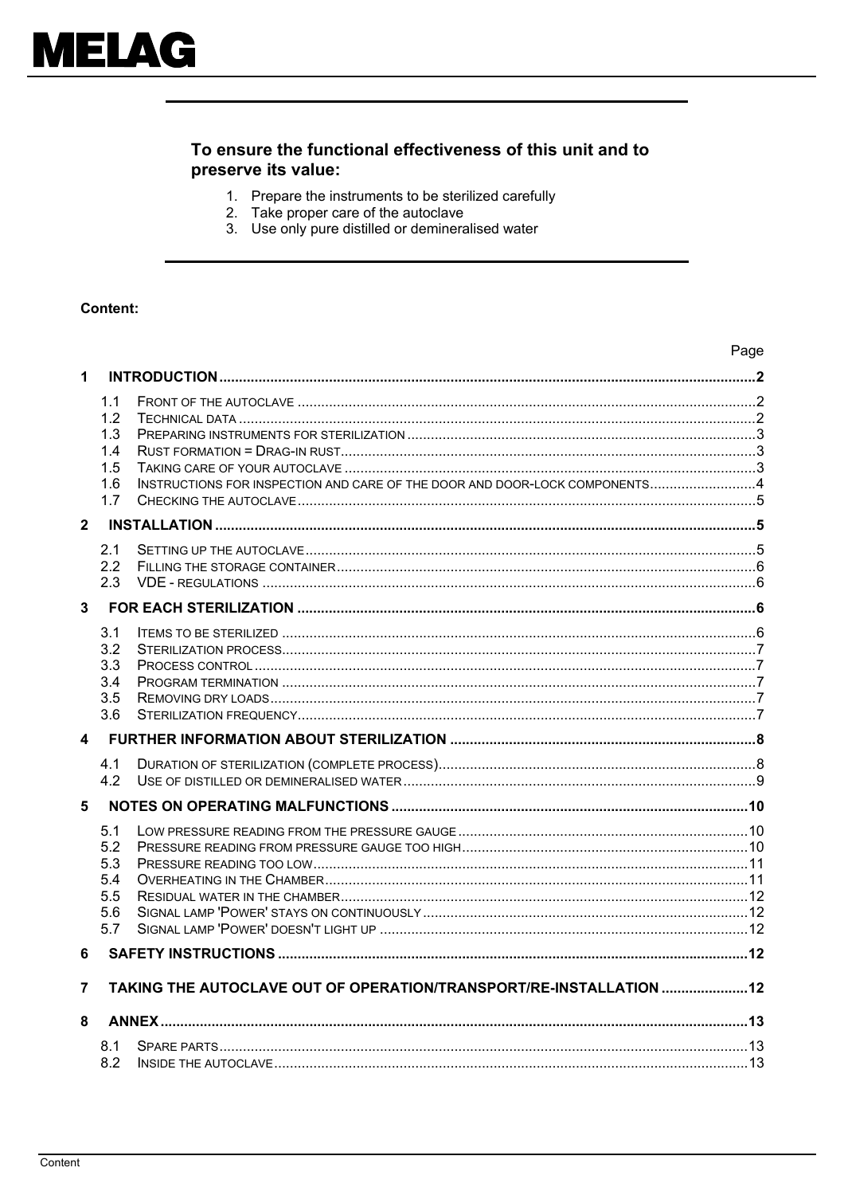**MELAG**

**To ensure the functional effectiveness of this unit and to preserve its value:**

1. Prepare the instruments to be sterilized carefully
2. Take proper care of the autoclave
3. Use only pure distilled or demineralised water

**Content:**

| | | Page |
|---|---|---|
| **1** | **INTRODUCTION** | **2** |
| 1.1 | FRONT OF THE AUTOCLAVE | 2 |
| 1.2 | TECHNICAL DATA | 2 |
| 1.3 | PREPARING INSTRUMENTS FOR STERILIZATION | 3 |
| 1.4 | RUST FORMATION = DRAG-IN RUST | 3 |
| 1.5 | TAKING CARE OF YOUR AUTOCLAVE | 3 |
| 1.6 | INSTRUCTIONS FOR INSPECTION AND CARE OF THE DOOR AND DOOR-LOCK COMPONENTS | 4 |
| 1.7 | CHECKING THE AUTOCLAVE | 5 |
| **2** | **INSTALLATION** | **5** |
| 2.1 | SETTING UP THE AUTOCLAVE | 5 |
| 2.2 | FILLING THE STORAGE CONTAINER | 6 |
| 2.3 | VDE - REGULATIONS | 6 |
| **3** | **FOR EACH STERILIZATION** | **6** |
| 3.1 | ITEMS TO BE STERILIZED | 6 |
| 3.2 | STERILIZATION PROCESS | 7 |
| 3.3 | PROCESS CONTROL | 7 |
| 3.4 | PROGRAM TERMINATION | 7 |
| 3.5 | REMOVING DRY LOADS | 7 |
| 3.6 | STERILIZATION FREQUENCY | 7 |
| **4** | **FURTHER INFORMATION ABOUT STERILIZATION** | **8** |
| 4.1 | DURATION OF STERILIZATION (COMPLETE PROCESS) | 8 |
| 4.2 | USE OF DISTILLED OR DEMINERALISED WATER | 9 |
| **5** | **NOTES ON OPERATING MALFUNCTIONS** | **10** |
| 5.1 | LOW PRESSURE READING FROM THE PRESSURE GAUGE | 10 |
| 5.2 | PRESSURE READING FROM PRESSURE GAUGE TOO HIGH | 10 |
| 5.3 | PRESSURE READING TOO LOW | 11 |
| 5.4 | OVERHEATING IN THE CHAMBER | 11 |
| 5.5 | RESIDUAL WATER IN THE CHAMBER | 12 |
| 5.6 | SIGNAL LAMP 'POWER' STAYS ON CONTINUOUSLY | 12 |
| 5.7 | SIGNAL LAMP 'POWER' DOESN'T LIGHT UP | 12 |
| **6** | **SAFETY INSTRUCTIONS** | **12** |
| **7** | **TAKING THE AUTOCLAVE OUT OF OPERATION/TRANSPORT/RE-INSTALLATION** | **12** |
| **8** | **ANNEX** | **13** |
| 8.1 | SPARE PARTS | 13 |
| 8.2 | INSIDE THE AUTOCLAVE | 13 |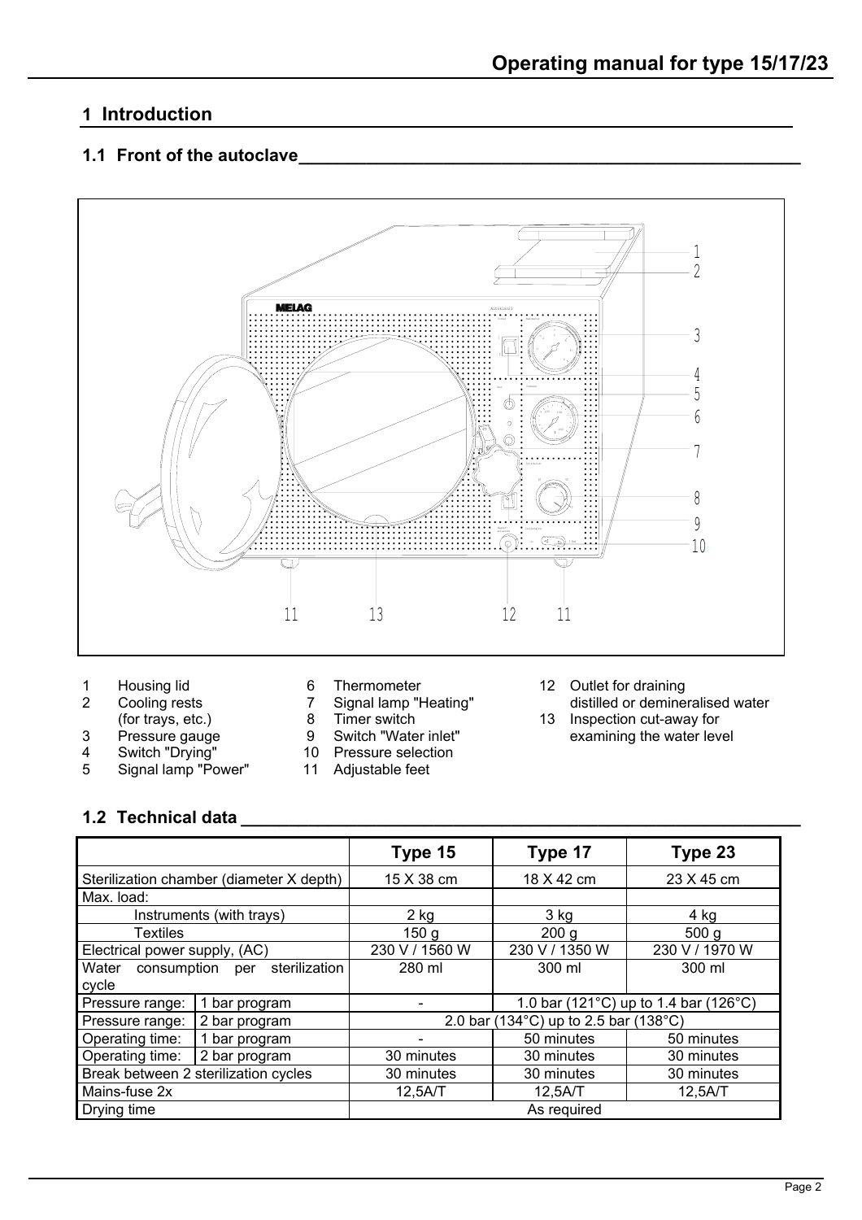# 1 Introduction

## 1.1 Front of the autoclave

1. Housing lid
2. Cooling rests (for trays, etc.)
3. Pressure gauge
4. Switch "Drying"
5. Signal lamp "Power"
6. Thermometer
7. Signal lamp "Heating"
8. Timer switch
9. Switch "Water inlet"
10. Pressure selection
11. Adjustable feet
12. Outlet for draining distilled or demineralised water
13. Inspection cut-away for examining the water level

## 1.2 Technical data

| | | Type 15 | Type 17 | Type 23 |
|---|---|---|---|---|
| Sterilization chamber (diameter X depth) | | 15 X 38 cm | 18 X 42 cm | 23 X 45 cm |
| Max. load: | | | | |
| Instruments (with trays) | | 2 kg | 3 kg | 4 kg |
| Textiles | | 150 g | 200 g | 500 g |
| Electrical power supply, (AC) | | 230 V / 1560 W | 230 V / 1350 W | 230 V / 1970 W |
| Water consumption per sterilization cycle | | 280 ml | 300 ml | 300 ml |
| Pressure range: | 1 bar program | - | 1.0 bar (121°C) up to 1.4 bar (126°C) | |
| Pressure range: | 2 bar program | 2.0 bar (134°C) up to 2.5 bar (138°C) | | |
| Operating time: | 1 bar program | - | 50 minutes | 50 minutes |
| Operating time: | 2 bar program | 30 minutes | 30 minutes | 30 minutes |
| Break between 2 sterilization cycles | | 30 minutes | 30 minutes | 30 minutes |
| Mains-fuse 2x | | 12,5A/T | 12,5A/T | 12,5A/T |
| Drying time | | As required | | |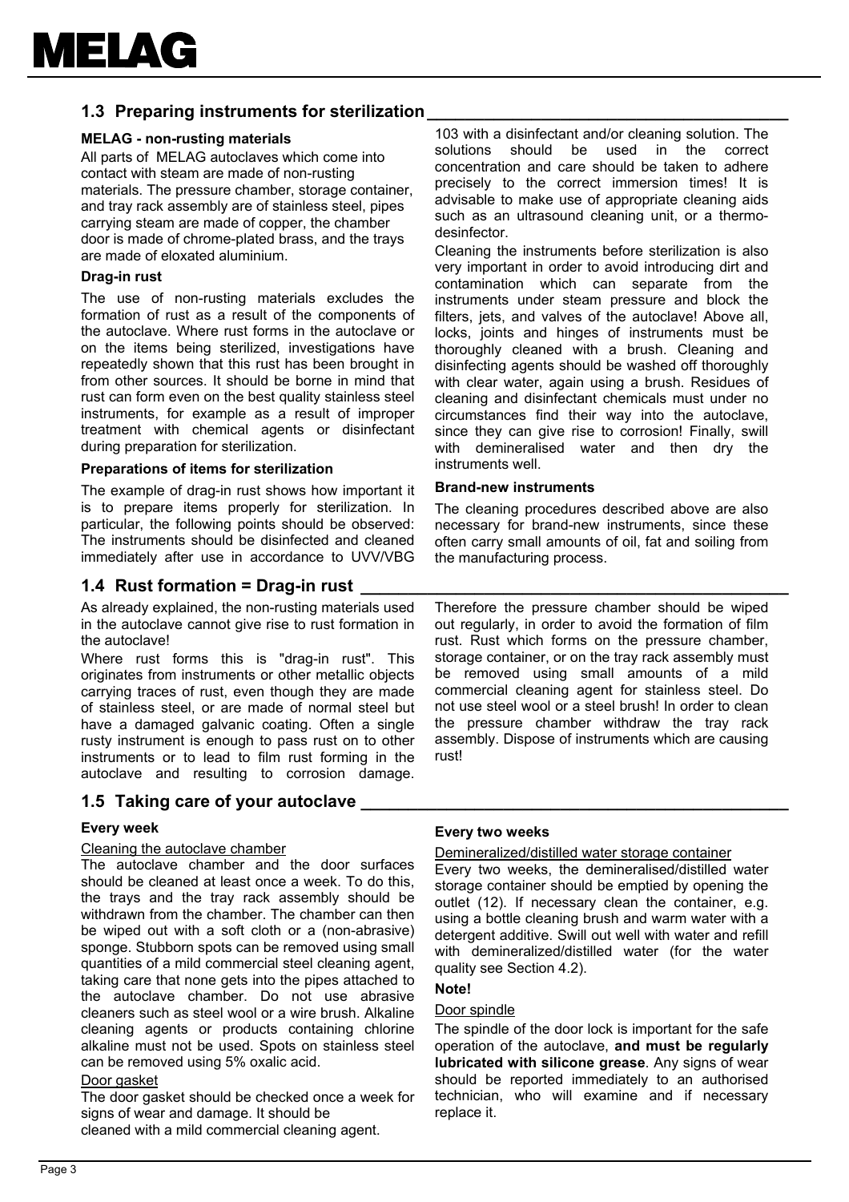## 1.3 Preparing instruments for sterilization

### MELAG - non-rusting materials

All parts of MELAG autoclaves which come into contact with steam are made of non-rusting materials. The pressure chamber, storage container, and tray rack assembly are of stainless steel, pipes carrying steam are made of copper, the chamber door is made of chrome-plated brass, and the trays are made of eloxated aluminium.

### Drag-in rust

The use of non-rusting materials excludes the formation of rust as a result of the components of the autoclave. Where rust forms in the autoclave or on the items being sterilized, investigations have repeatedly shown that this rust has been brought in from other sources. It should be borne in mind that rust can form even on the best quality stainless steel instruments, for example as a result of improper treatment with chemical agents or disinfectant during preparation for sterilization.

### Preparations of items for sterilization

The example of drag-in rust shows how important it is to prepare items properly for sterilization. In particular, the following points should be observed: The instruments should be disinfected and cleaned immediately after use in accordance to UVV/VBG 103 with a disinfectant and/or cleaning solution. The solutions should be used in the correct concentration and care should be taken to adhere precisely to the correct immersion times! It is advisable to make use of appropriate cleaning aids such as an ultrasound cleaning unit, or a thermo-desinfector.

Cleaning the instruments before sterilization is also very important in order to avoid introducing dirt and contamination which can separate from the instruments under steam pressure and block the filters, jets, and valves of the autoclave! Above all, locks, joints and hinges of instruments must be thoroughly cleaned with a brush. Cleaning and disinfecting agents should be washed off thoroughly with clear water, again using a brush. Residues of cleaning and disinfectant chemicals must under no circumstances find their way into the autoclave, since they can give rise to corrosion! Finally, swill with demineralised water and then dry the instruments well.

### Brand-new instruments

The cleaning procedures described above are also necessary for brand-new instruments, since these often carry small amounts of oil, fat and soiling from the manufacturing process.

## 1.4 Rust formation = Drag-in rust

As already explained, the non-rusting materials used in the autoclave cannot give rise to rust formation in the autoclave!

Where rust forms this is "drag-in rust". This originates from instruments or other metallic objects carrying traces of rust, even though they are made of stainless steel, or are made of normal steel but have a damaged galvanic coating. Often a single rusty instrument is enough to pass rust on to other instruments or to lead to film rust forming in the autoclave and resulting to corrosion damage. Therefore the pressure chamber should be wiped out regularly, in order to avoid the formation of film rust. Rust which forms on the pressure chamber, storage container, or on the tray rack assembly must be removed using small amounts of a mild commercial cleaning agent for stainless steel. Do not use steel wool or a steel brush! In order to clean the pressure chamber withdraw the tray rack assembly. Dispose of instruments which are causing rust!

## 1.5 Taking care of your autoclave

### Every week

Cleaning the autoclave chamber

The autoclave chamber and the door surfaces should be cleaned at least once a week. To do this, the trays and the tray rack assembly should be withdrawn from the chamber. The chamber can then be wiped out with a soft cloth or a (non-abrasive) sponge. Stubborn spots can be removed using small quantities of a mild commercial steel cleaning agent, taking care that none gets into the pipes attached to the autoclave chamber. Do not use abrasive cleaners such as steel wool or a wire brush. Alkaline cleaning agents or products containing chlorine alkaline must not be used. Spots on stainless steel can be removed using 5% oxalic acid.

Door gasket

The door gasket should be checked once a week for signs of wear and damage. It should be cleaned with a mild commercial cleaning agent.

### Every two weeks

Demineralized/distilled water storage container

Every two weeks, the demineralised/distilled water storage container should be emptied by opening the outlet (12). If necessary clean the container, e.g. using a bottle cleaning brush and warm water with a detergent additive. Swill out well with water and refill with demineralized/distilled water (for the water quality see Section 4.2).

### Note!

Door spindle

The spindle of the door lock is important for the safe operation of the autoclave, **and must be regularly lubricated with silicone grease**. Any signs of wear should be reported immediately to an authorised technician, who will examine and if necessary replace it.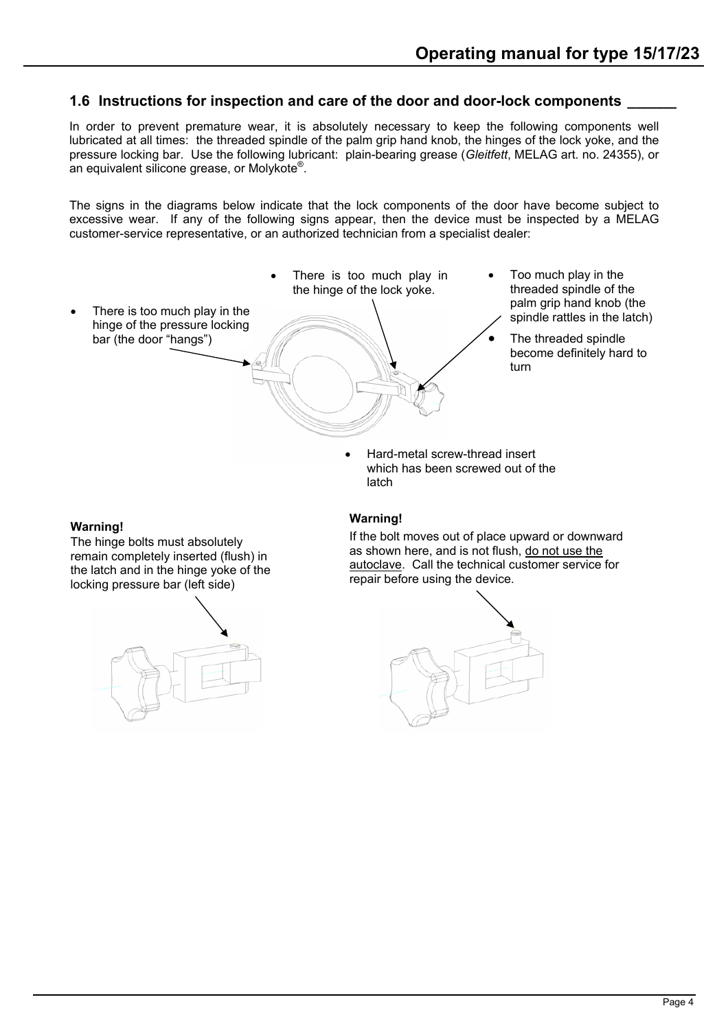## 1.6 Instructions for inspection and care of the door and door-lock components

In order to prevent premature wear, it is absolutely necessary to keep the following components well lubricated at all times: the threaded spindle of the palm grip hand knob, the hinges of the lock yoke, and the pressure locking bar. Use the following lubricant: plain-bearing grease (*Gleitfett*, MELAG art. no. 24355), or an equivalent silicone grease, or Molykote®.

The signs in the diagrams below indicate that the lock components of the door have become subject to excessive wear. If any of the following signs appear, then the device must be inspected by a MELAG customer-service representative, or an authorized technician from a specialist dealer:

- There is too much play in the hinge of the pressure locking bar (the door "hangs")
- There is too much play in the hinge of the lock yoke.
- Too much play in the threaded spindle of the palm grip hand knob (the spindle rattles in the latch)
- The threaded spindle become definitely hard to turn
- Hard-metal screw-thread insert which has been screwed out of the latch

**Warning!**
The hinge bolts must absolutely remain completely inserted (flush) in the latch and in the hinge yoke of the locking pressure bar (left side)

**Warning!**
If the bolt moves out of place upward or downward as shown here, and is not flush, do not use the autoclave. Call the technical customer service for repair before using the device.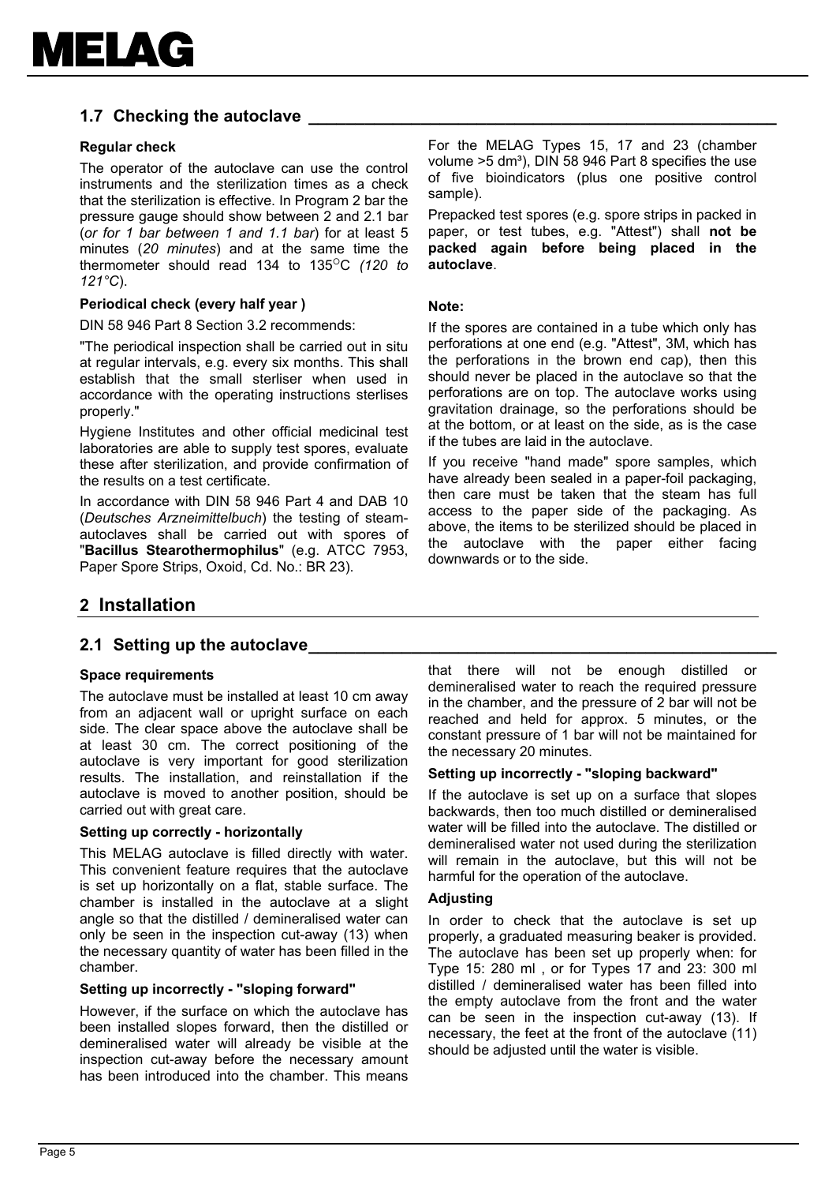## 1.7 Checking the autoclave

**Regular check**

The operator of the autoclave can use the control instruments and the sterilization times as a check that the sterilization is effective. In Program 2 bar the pressure gauge should show between 2 and 2.1 bar (*or for 1 bar between 1 and 1.1 bar*) for at least 5 minutes (*20 minutes*) and at the same time the thermometer should read 134 to 135°C *(120 to 121°C*).

**Periodical check (every half year )**

DIN 58 946 Part 8 Section 3.2 recommends:

"The periodical inspection shall be carried out in situ at regular intervals, e.g. every six months. This shall establish that the small sterliser when used in accordance with the operating instructions sterlises properly."

Hygiene Institutes and other official medicinal test laboratories are able to supply test spores, evaluate these after sterilization, and provide confirmation of the results on a test certificate.

In accordance with DIN 58 946 Part 4 and DAB 10 (*Deutsches Arzneimittelbuch*) the testing of steam-autoclaves shall be carried out with spores of "**Bacillus Stearothermophilus**" (e.g. ATCC 7953, Paper Spore Strips, Oxoid, Cd. No.: BR 23).

For the MELAG Types 15, 17 and 23 (chamber volume >5 $dm^3$), DIN 58 946 Part 8 specifies the use of five bioindicators (plus one positive control sample).

Prepacked test spores (e.g. spore strips in packed in paper, or test tubes, e.g. "Attest") shall **not be packed again before being placed in the autoclave**.

**Note:**

If the spores are contained in a tube which only has perforations at one end (e.g. "Attest", 3M, which has the perforations in the brown end cap), then this should never be placed in the autoclave so that the perforations are on top. The autoclave works using gravitation drainage, so the perforations should be at the bottom, or at least on the side, as is the case if the tubes are laid in the autoclave.

If you receive "hand made" spore samples, which have already been sealed in a paper-foil packaging, then care must be taken that the steam has full access to the paper side of the packaging. As above, the items to be sterilized should be placed in the autoclave with the paper either facing downwards or to the side.

# 2 Installation

## 2.1 Setting up the autoclave

**Space requirements**

The autoclave must be installed at least 10 cm away from an adjacent wall or upright surface on each side. The clear space above the autoclave shall be at least 30 cm. The correct positioning of the autoclave is very important for good sterilization results. The installation, and reinstallation if the autoclave is moved to another position, should be carried out with great care.

**Setting up correctly - horizontally**

This MELAG autoclave is filled directly with water. This convenient feature requires that the autoclave is set up horizontally on a flat, stable surface. The chamber is installed in the autoclave at a slight angle so that the distilled / demineralised water can only be seen in the inspection cut-away (13) when the necessary quantity of water has been filled in the chamber.

**Setting up incorrectly - "sloping forward"**

However, if the surface on which the autoclave has been installed slopes forward, then the distilled or demineralised water will already be visible at the inspection cut-away before the necessary amount has been introduced into the chamber. This means that there will not be enough distilled or demineralised water to reach the required pressure in the chamber, and the pressure of 2 bar will not be reached and held for approx. 5 minutes, or the constant pressure of 1 bar will not be maintained for the necessary 20 minutes.

**Setting up incorrectly - "sloping backward"**

If the autoclave is set up on a surface that slopes backwards, then too much distilled or demineralised water will be filled into the autoclave. The distilled or demineralised water not used during the sterilization will remain in the autoclave, but this will not be harmful for the operation of the autoclave.

**Adjusting**

In order to check that the autoclave is set up properly, a graduated measuring beaker is provided. The autoclave has been set up properly when: for Type 15: 280 ml , or for Types 17 and 23: 300 ml distilled / demineralised water has been filled into the empty autoclave from the front and the water can be seen in the inspection cut-away (13). If necessary, the feet at the front of the autoclave (11) should be adjusted until the water is visible.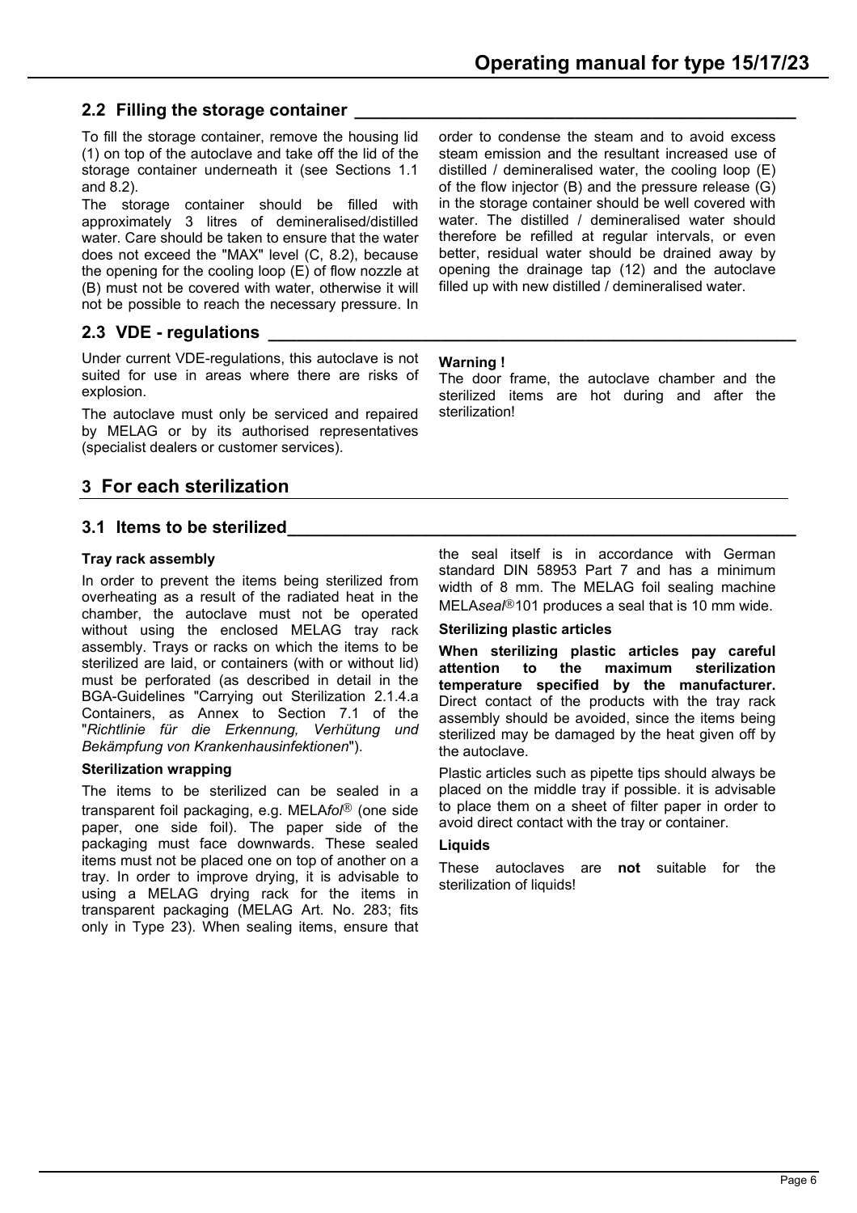## 2.2 Filling the storage container

To fill the storage container, remove the housing lid (1) on top of the autoclave and take off the lid of the storage container underneath it (see Sections 1.1 and 8.2).

The storage container should be filled with approximately 3 litres of demineralised/distilled water. Care should be taken to ensure that the water does not exceed the "MAX" level (C, 8.2), because the opening for the cooling loop (E) of flow nozzle at (B) must not be covered with water, otherwise it will not be possible to reach the necessary pressure. In order to condense the steam and to avoid excess steam emission and the resultant increased use of distilled / demineralised water, the cooling loop (E) of the flow injector (B) and the pressure release (G) in the storage container should be well covered with water. The distilled / demineralised water should therefore be refilled at regular intervals, or even better, residual water should be drained away by opening the drainage tap (12) and the autoclave filled up with new distilled / demineralised water.

## 2.3 VDE - regulations

Under current VDE-regulations, this autoclave is not suited for use in areas where there are risks of explosion.

The autoclave must only be serviced and repaired by MELAG or by its authorised representatives (specialist dealers or customer services).

**Warning !**

The door frame, the autoclave chamber and the sterilized items are hot during and after the sterilization!

# 3 For each sterilization

## 3.1 Items to be sterilized

**Tray rack assembly**

In order to prevent the items being sterilized from overheating as a result of the radiated heat in the chamber, the autoclave must not be operated without using the enclosed MELAG tray rack assembly. Trays or racks on which the items to be sterilized are laid, or containers (with or without lid) must be perforated (as described in detail in the BGA-Guidelines "Carrying out Sterilization 2.1.4.a Containers, as Annex to Section 7.1 of the "*Richtlinie für die Erkennung, Verhütung und Bekämpfung von Krankenhausinfektionen*").

**Sterilization wrapping**

The items to be sterilized can be sealed in a transparent foil packaging, e.g. MELA*fol*® (one side paper, one side foil). The paper side of the packaging must face downwards. These sealed items must not be placed one on top of another on a tray. In order to improve drying, it is advisable to using a MELAG drying rack for the items in transparent packaging (MELAG Art. No. 283; fits only in Type 23). When sealing items, ensure that the seal itself is in accordance with German standard DIN 58953 Part 7 and has a minimum width of 8 mm. The MELAG foil sealing machine MELA*seal*®101 produces a seal that is 10 mm wide.

**Sterilizing plastic articles**

**When sterilizing plastic articles pay careful attention to the maximum sterilization temperature specified by the manufacturer.** Direct contact of the products with the tray rack assembly should be avoided, since the items being sterilized may be damaged by the heat given off by the autoclave.

Plastic articles such as pipette tips should always be placed on the middle tray if possible. it is advisable to place them on a sheet of filter paper in order to avoid direct contact with the tray or container.

**Liquids**

These autoclaves are **not** suitable for the sterilization of liquids!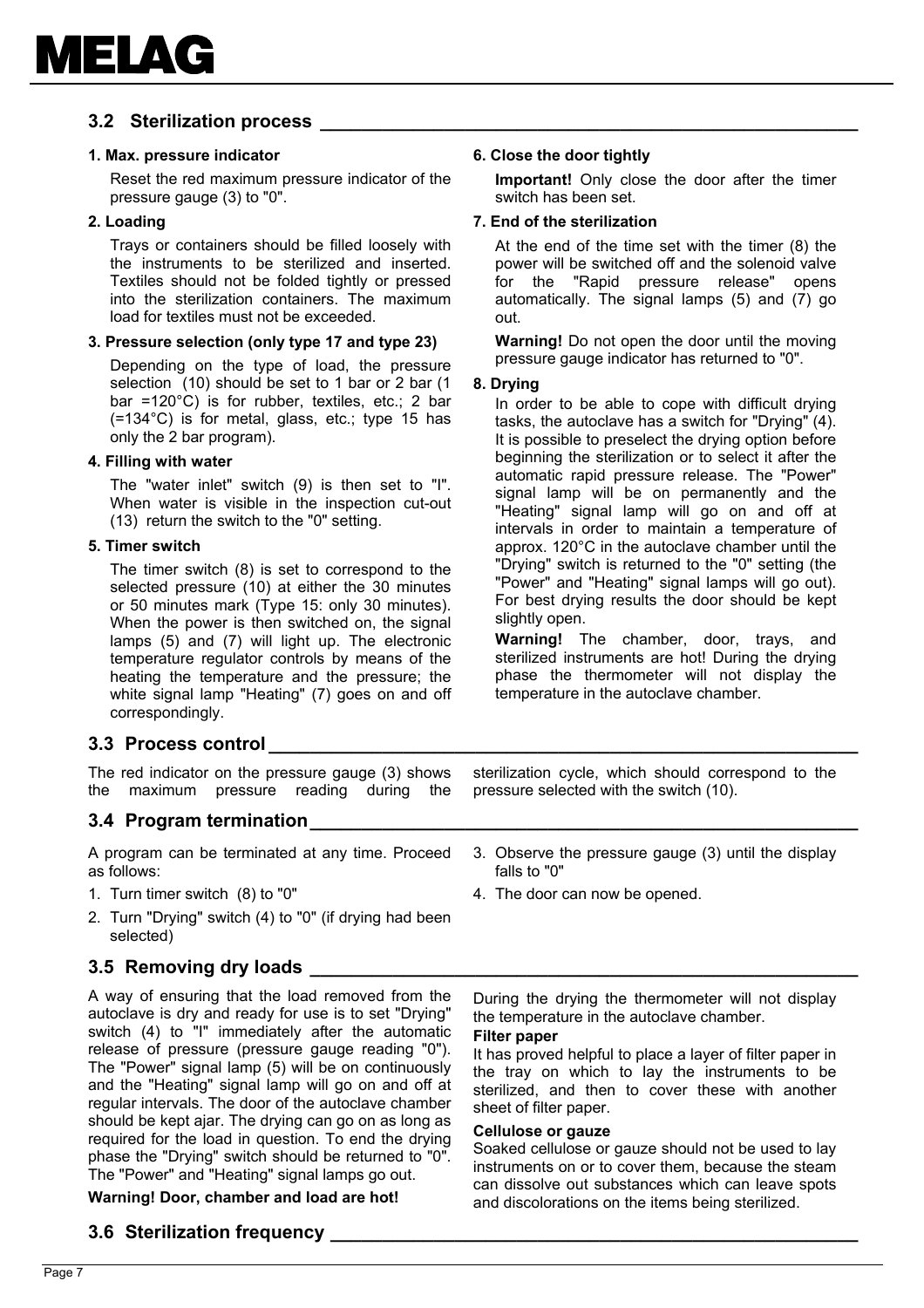## 3.2 Sterilization process

**1. Max. pressure indicator**

Reset the red maximum pressure indicator of the pressure gauge (3) to "0".

**2. Loading**

Trays or containers should be filled loosely with the instruments to be sterilized and inserted. Textiles should not be folded tightly or pressed into the sterilization containers. The maximum load for textiles must not be exceeded.

**3. Pressure selection (only type 17 and type 23)**

Depending on the type of load, the pressure selection (10) should be set to 1 bar or 2 bar (1 bar =120°C) is for rubber, textiles, etc.; 2 bar (=134°C) is for metal, glass, etc.; type 15 has only the 2 bar program).

**4. Filling with water**

The "water inlet" switch (9) is then set to "I". When water is visible in the inspection cut-out (13) return the switch to the "0" setting.

**5. Timer switch**

The timer switch (8) is set to correspond to the selected pressure (10) at either the 30 minutes or 50 minutes mark (Type 15: only 30 minutes). When the power is then switched on, the signal lamps (5) and (7) will light up. The electronic temperature regulator controls by means of the heating the temperature and the pressure; the white signal lamp "Heating" (7) goes on and off correspondingly.

**6. Close the door tightly**

**Important!** Only close the door after the timer switch has been set.

**7. End of the sterilization**

At the end of the time set with the timer (8) the power will be switched off and the solenoid valve for the "Rapid pressure release" opens automatically. The signal lamps (5) and (7) go out.

**Warning!** Do not open the door until the moving pressure gauge indicator has returned to "0".

**8. Drying**

In order to be able to cope with difficult drying tasks, the autoclave has a switch for "Drying" (4). It is possible to preselect the drying option before beginning the sterilization or to select it after the automatic rapid pressure release. The "Power" signal lamp will be on permanently and the "Heating" signal lamp will go on and off at intervals in order to maintain a temperature of approx. 120°C in the autoclave chamber until the "Drying" switch is returned to the "0" setting (the "Power" and "Heating" signal lamps will go out). For best drying results the door should be kept slightly open.

**Warning!** The chamber, door, trays, and sterilized instruments are hot! During the drying phase the thermometer will not display the temperature in the autoclave chamber.

## 3.3 Process control

The red indicator on the pressure gauge (3) shows the maximum pressure reading during the sterilization cycle, which should correspond to the pressure selected with the switch (10).

## 3.4 Program termination

A program can be terminated at any time. Proceed as follows:

1. Turn timer switch (8) to "0"
2. Turn "Drying" switch (4) to "0" (if drying had been selected)
3. Observe the pressure gauge (3) until the display falls to "0"
4. The door can now be opened.

## 3.5 Removing dry loads

A way of ensuring that the load removed from the autoclave is dry and ready for use is to set "Drying" switch (4) to "I" immediately after the automatic release of pressure (pressure gauge reading "0"). The "Power" signal lamp (5) will be on continuously and the "Heating" signal lamp will go on and off at regular intervals. The door of the autoclave chamber should be kept ajar. The drying can go on as long as required for the load in question. To end the drying phase the "Drying" switch should be returned to "0". The "Power" and "Heating" signal lamps go out.

**Warning! Door, chamber and load are hot!**

During the drying the thermometer will not display the temperature in the autoclave chamber.

**Filter paper**

It has proved helpful to place a layer of filter paper in the tray on which to lay the instruments to be sterilized, and then to cover these with another sheet of filter paper.

**Cellulose or gauze**

Soaked cellulose or gauze should not be used to lay instruments on or to cover them, because the steam can dissolve out substances which can leave spots and discolorations on the items being sterilized.

## 3.6 Sterilization frequency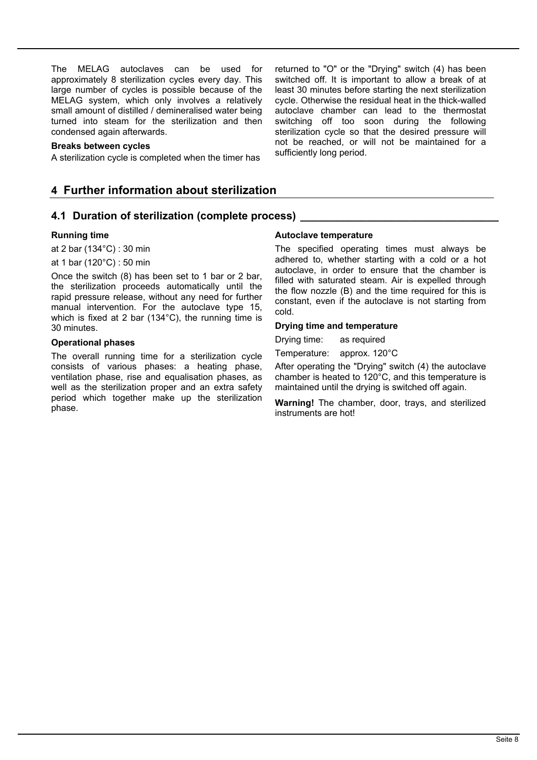The MELAG autoclaves can be used for approximately 8 sterilization cycles every day. This large number of cycles is possible because of the MELAG system, which only involves a relatively small amount of distilled / demineralised water being turned into steam for the sterilization and then condensed again afterwards.

**Breaks between cycles**

A sterilization cycle is completed when the timer has returned to "O" or the "Drying" switch (4) has been switched off. It is important to allow a break of at least 30 minutes before starting the next sterilization cycle. Otherwise the residual heat in the thick-walled autoclave chamber can lead to the thermostat switching off too soon during the following sterilization cycle so that the desired pressure will not be reached, or will not be maintained for a sufficiently long period.

## 4 Further information about sterilization

### 4.1 Duration of sterilization (complete process)

**Running time**

at 2 bar (134°C) : 30 min

at 1 bar (120°C) : 50 min

Once the switch (8) has been set to 1 bar or 2 bar, the sterilization proceeds automatically until the rapid pressure release, without any need for further manual intervention. For the autoclave type 15, which is fixed at 2 bar (134°C), the running time is 30 minutes.

**Operational phases**

The overall running time for a sterilization cycle consists of various phases: a heating phase, ventilation phase, rise and equalisation phases, as well as the sterilization proper and an extra safety period which together make up the sterilization phase.

**Autoclave temperature**

The specified operating times must always be adhered to, whether starting with a cold or a hot autoclave, in order to ensure that the chamber is filled with saturated steam. Air is expelled through the flow nozzle (B) and the time required for this is constant, even if the autoclave is not starting from cold.

**Drying time and temperature**

Drying time: as required

Temperature: approx. 120°C

After operating the "Drying" switch (4) the autoclave chamber is heated to 120°C, and this temperature is maintained until the drying is switched off again.

**Warning!** The chamber, door, trays, and sterilized instruments are hot!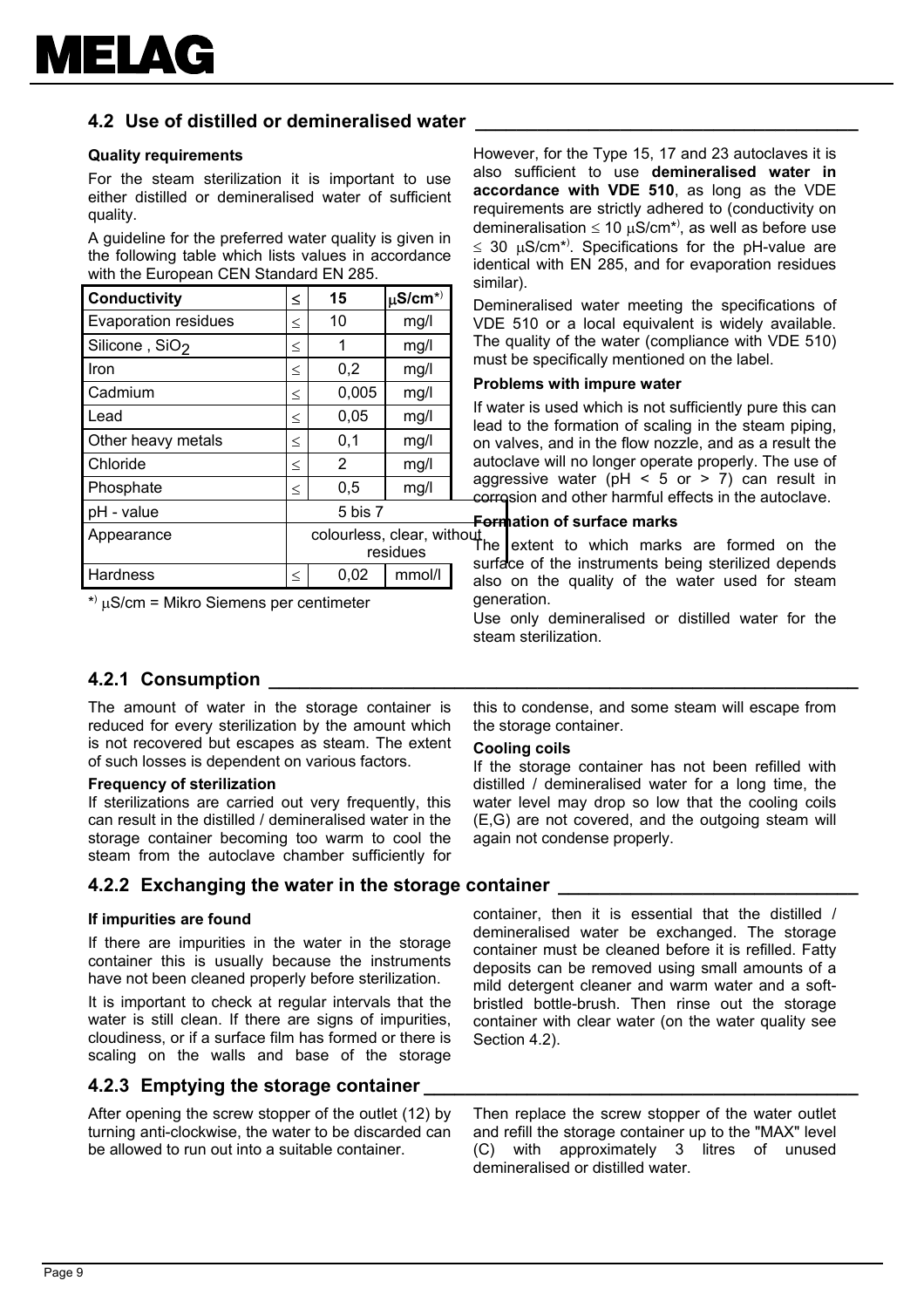## 4.2 Use of distilled or demineralised water

**Quality requirements**

For the steam sterilization it is important to use either distilled or demineralised water of sufficient quality.

A guideline for the preferred water quality is given in the following table which lists values in accordance with the European CEN Standard EN 285.

| Conductivity | ≤ | 15 | μS/cm*) |
|---|---|---|---|
| Evaporation residues | ≤ | 10 | mg/l |
| Silicone , $SiO_2$ | ≤ | 1 | mg/l |
| Iron | ≤ | 0,2 | mg/l |
| Cadmium | ≤ | 0,005 | mg/l |
| Lead | ≤ | 0,05 | mg/l |
| Other heavy metals | ≤ | 0,1 | mg/l |
| Chloride | ≤ | 2 | mg/l |
| Phosphate | ≤ | 0,5 | mg/l |
| pH - value | 5 bis 7 | | |
| Appearance | colourless, clear, without residues | | |
| Hardness | ≤ | 0,02 | mmol/l |

*) μS/cm = Mikro Siemens per centimeter

However, for the Type 15, 17 and 23 autoclaves it is also sufficient to use **demineralised water in accordance with VDE 510**, as long as the VDE requirements are strictly adhered to (conductivity on demineralisation ≤ 10 μS/cm*), as well as before use ≤ 30 μS/cm*). Specifications for the pH-value are identical with EN 285, and for evaporation residues similar).

Demineralised water meeting the specifications of VDE 510 or a local equivalent is widely available. The quality of the water (compliance with VDE 510) must be specifically mentioned on the label.

**Problems with impure water**

If water is used which is not sufficiently pure this can lead to the formation of scaling in the steam piping, on valves, and in the flow nozzle, and as a result the autoclave will no longer operate properly. The use of aggressive water (pH < 5 or > 7) can result in corrosion and other harmful effects in the autoclave.

**Formation of surface marks**

The extent to which marks are formed on the surface of the instruments being sterilized depends also on the quality of the water used for steam generation.

Use only demineralised or distilled water for the steam sterilization.

### 4.2.1 Consumption

The amount of water in the storage container is reduced for every sterilization by the amount which is not recovered but escapes as steam. The extent of such losses is dependent on various factors.

**Frequency of sterilization**

If sterilizations are carried out very frequently, this can result in the distilled / demineralised water in the storage container becoming too warm to cool the steam from the autoclave chamber sufficiently for this to condense, and some steam will escape from the storage container.

**Cooling coils**

If the storage container has not been refilled with distilled / demineralised water for a long time, the water level may drop so low that the cooling coils (E,G) are not covered, and the outgoing steam will again not condense properly.

### 4.2.2 Exchanging the water in the storage container

**If impurities are found**

If there are impurities in the water in the storage container this is usually because the instruments have not been cleaned properly before sterilization.

It is important to check at regular intervals that the water is still clean. If there are signs of impurities, cloudiness, or if a surface film has formed or there is scaling on the walls and base of the storage container, then it is essential that the distilled / demineralised water be exchanged. The storage container must be cleaned before it is refilled. Fatty deposits can be removed using small amounts of a mild detergent cleaner and warm water and a soft-bristled bottle-brush. Then rinse out the storage container with clear water (on the water quality see Section 4.2).

### 4.2.3 Emptying the storage container

After opening the screw stopper of the outlet (12) by turning anti-clockwise, the water to be discarded can be allowed to run out into a suitable container.

Then replace the screw stopper of the water outlet and refill the storage container up to the "MAX" level (C) with approximately 3 litres of unused demineralised or distilled water.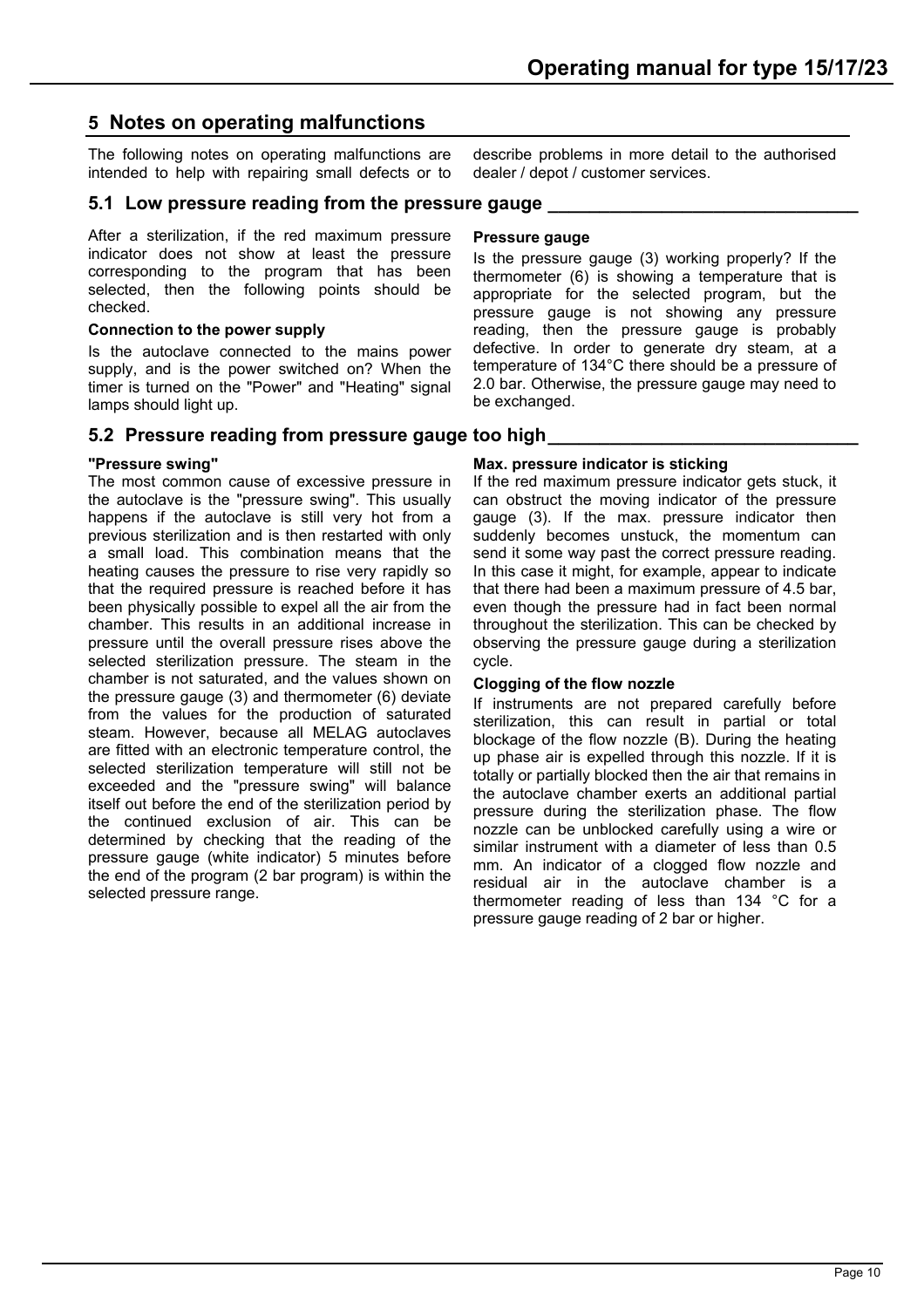# 5 Notes on operating malfunctions

The following notes on operating malfunctions are intended to help with repairing small defects or to describe problems in more detail to the authorised dealer / depot / customer services.

## 5.1 Low pressure reading from the pressure gauge

After a sterilization, if the red maximum pressure indicator does not show at least the pressure corresponding to the program that has been selected, then the following points should be checked.

**Connection to the power supply**

Is the autoclave connected to the mains power supply, and is the power switched on? When the timer is turned on the "Power" and "Heating" signal lamps should light up.

**Pressure gauge**

Is the pressure gauge (3) working properly? If the thermometer (6) is showing a temperature that is appropriate for the selected program, but the pressure gauge is not showing any pressure reading, then the pressure gauge is probably defective. In order to generate dry steam, at a temperature of 134°C there should be a pressure of 2.0 bar. Otherwise, the pressure gauge may need to be exchanged.

## 5.2 Pressure reading from pressure gauge too high

**"Pressure swing"**

The most common cause of excessive pressure in the autoclave is the "pressure swing". This usually happens if the autoclave is still very hot from a previous sterilization and is then restarted with only a small load. This combination means that the heating causes the pressure to rise very rapidly so that the required pressure is reached before it has been physically possible to expel all the air from the chamber. This results in an additional increase in pressure until the overall pressure rises above the selected sterilization pressure. The steam in the chamber is not saturated, and the values shown on the pressure gauge (3) and thermometer (6) deviate from the values for the production of saturated steam. However, because all MELAG autoclaves are fitted with an electronic temperature control, the selected sterilization temperature will still not be exceeded and the "pressure swing" will balance itself out before the end of the sterilization period by the continued exclusion of air. This can be determined by checking that the reading of the pressure gauge (white indicator) 5 minutes before the end of the program (2 bar program) is within the selected pressure range.

**Max. pressure indicator is sticking**

If the red maximum pressure indicator gets stuck, it can obstruct the moving indicator of the pressure gauge (3). If the max. pressure indicator then suddenly becomes unstuck, the momentum can send it some way past the correct pressure reading. In this case it might, for example, appear to indicate that there had been a maximum pressure of 4.5 bar, even though the pressure had in fact been normal throughout the sterilization. This can be checked by observing the pressure gauge during a sterilization cycle.

**Clogging of the flow nozzle**

If instruments are not prepared carefully before sterilization, this can result in partial or total blockage of the flow nozzle (B). During the heating up phase air is expelled through this nozzle. If it is totally or partially blocked then the air that remains in the autoclave chamber exerts an additional partial pressure during the sterilization phase. The flow nozzle can be unblocked carefully using a wire or similar instrument with a diameter of less than 0.5 mm. An indicator of a clogged flow nozzle and residual air in the autoclave chamber is a thermometer reading of less than 134 °C for a pressure gauge reading of 2 bar or higher.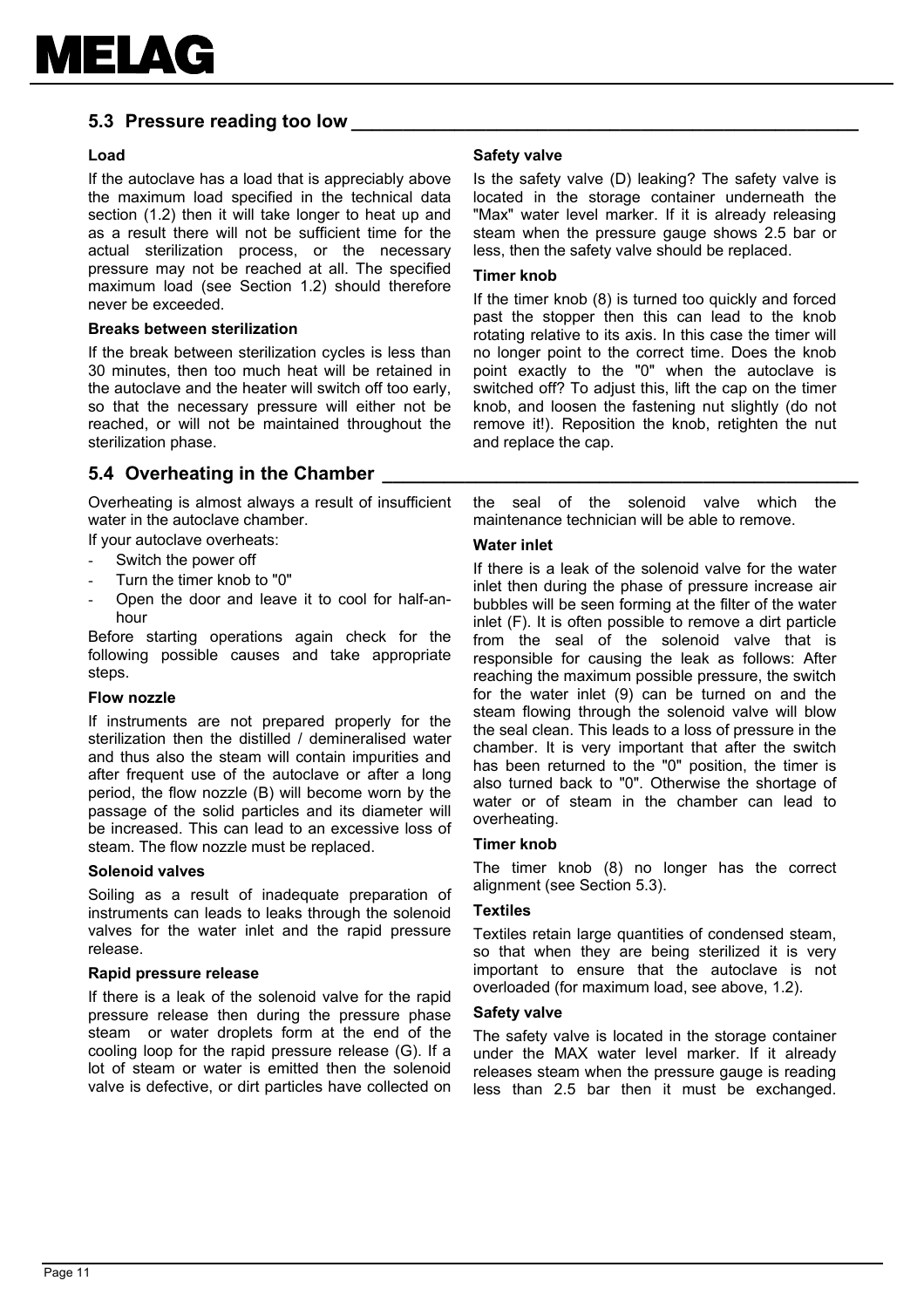## 5.3 Pressure reading too low

### Load

If the autoclave has a load that is appreciably above the maximum load specified in the technical data section (1.2) then it will take longer to heat up and as a result there will not be sufficient time for the actual sterilization process, or the necessary pressure may not be reached at all. The specified maximum load (see Section 1.2) should therefore never be exceeded.

### Breaks between sterilization

If the break between sterilization cycles is less than 30 minutes, then too much heat will be retained in the autoclave and the heater will switch off too early, so that the necessary pressure will either not be reached, or will not be maintained throughout the sterilization phase.

### Safety valve

Is the safety valve (D) leaking? The safety valve is located in the storage container underneath the "Max" water level marker. If it is already releasing steam when the pressure gauge shows 2.5 bar or less, then the safety valve should be replaced.

### Timer knob

If the timer knob (8) is turned too quickly and forced past the stopper then this can lead to the knob rotating relative to its axis. In this case the timer will no longer point to the correct time. Does the knob point exactly to the "0" when the autoclave is switched off? To adjust this, lift the cap on the timer knob, and loosen the fastening nut slightly (do not remove it!). Reposition the knob, retighten the nut and replace the cap.

## 5.4 Overheating in the Chamber

Overheating is almost always a result of insufficient water in the autoclave chamber.

If your autoclave overheats:

- Switch the power off
- Turn the timer knob to "0"
- Open the door and leave it to cool for half-an-hour

Before starting operations again check for the following possible causes and take appropriate steps.

### Flow nozzle

If instruments are not prepared properly for the sterilization then the distilled / demineralised water and thus also the steam will contain impurities and after frequent use of the autoclave or after a long period, the flow nozzle (B) will become worn by the passage of the solid particles and its diameter will be increased. This can lead to an excessive loss of steam. The flow nozzle must be replaced.

### Solenoid valves

Soiling as a result of inadequate preparation of instruments can leads to leaks through the solenoid valves for the water inlet and the rapid pressure release.

### Rapid pressure release

If there is a leak of the solenoid valve for the rapid pressure release then during the pressure phase steam or water droplets form at the end of the cooling loop for the rapid pressure release (G). If a lot of steam or water is emitted then the solenoid valve is defective, or dirt particles have collected on the seal of the solenoid valve which the maintenance technician will be able to remove.

### Water inlet

If there is a leak of the solenoid valve for the water inlet then during the phase of pressure increase air bubbles will be seen forming at the filter of the water inlet (F). It is often possible to remove a dirt particle from the seal of the solenoid valve that is responsible for causing the leak as follows: After reaching the maximum possible pressure, the switch for the water inlet (9) can be turned on and the steam flowing through the solenoid valve will blow the seal clean. This leads to a loss of pressure in the chamber. It is very important that after the switch has been returned to the "0" position, the timer is also turned back to "0". Otherwise the shortage of water or of steam in the chamber can lead to overheating.

### Timer knob

The timer knob (8) no longer has the correct alignment (see Section 5.3).

### Textiles

Textiles retain large quantities of condensed steam, so that when they are being sterilized it is very important to ensure that the autoclave is not overloaded (for maximum load, see above, 1.2).

### Safety valve

The safety valve is located in the storage container under the MAX water level marker. If it already releases steam when the pressure gauge is reading less than 2.5 bar then it must be exchanged.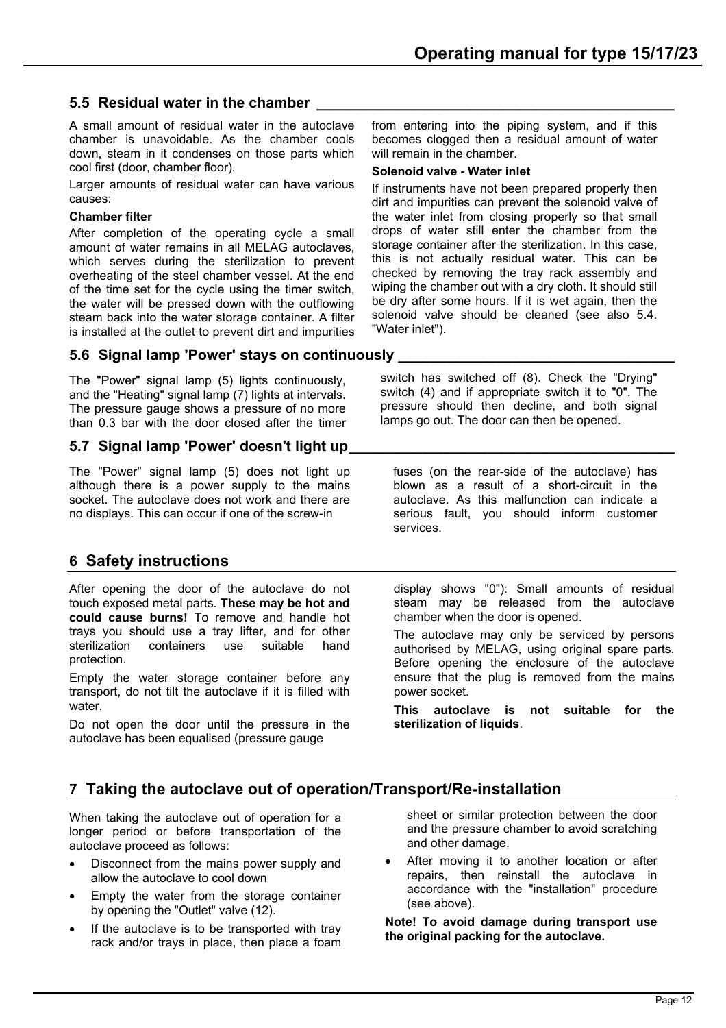## 5.5 Residual water in the chamber

A small amount of residual water in the autoclave chamber is unavoidable. As the chamber cools down, steam in it condenses on those parts which cool first (door, chamber floor).

Larger amounts of residual water can have various causes:

**Chamber filter**

After completion of the operating cycle a small amount of water remains in all MELAG autoclaves, which serves during the sterilization to prevent overheating of the steel chamber vessel. At the end of the time set for the cycle using the timer switch, the water will be pressed down with the outflowing steam back into the water storage container. A filter is installed at the outlet to prevent dirt and impurities from entering into the piping system, and if this becomes clogged then a residual amount of water will remain in the chamber.

**Solenoid valve - Water inlet**

If instruments have not been prepared properly then dirt and impurities can prevent the solenoid valve of the water inlet from closing properly so that small drops of water still enter the chamber from the storage container after the sterilization. In this case, this is not actually residual water. This can be checked by removing the tray rack assembly and wiping the chamber out with a dry cloth. It should still be dry after some hours. If it is wet again, then the solenoid valve should be cleaned (see also 5.4. "Water inlet").

## 5.6 Signal lamp 'Power' stays on continuously

The "Power" signal lamp (5) lights continuously, and the "Heating" signal lamp (7) lights at intervals. The pressure gauge shows a pressure of no more than 0.3 bar with the door closed after the timer switch has switched off (8). Check the "Drying" switch (4) and if appropriate switch it to "0". The pressure should then decline, and both signal lamps go out. The door can then be opened.

## 5.7 Signal lamp 'Power' doesn't light up

The "Power" signal lamp (5) does not light up although there is a power supply to the mains socket. The autoclave does not work and there are no displays. This can occur if one of the screw-in fuses (on the rear-side of the autoclave) has blown as a result of a short-circuit in the autoclave. As this malfunction can indicate a serious fault, you should inform customer services.

# 6 Safety instructions

After opening the door of the autoclave do not touch exposed metal parts. **These may be hot and could cause burns!** To remove and handle hot trays you should use a tray lifter, and for other sterilization containers use suitable hand protection.

Empty the water storage container before any transport, do not tilt the autoclave if it is filled with water.

Do not open the door until the pressure in the autoclave has been equalised (pressure gauge display shows "0"): Small amounts of residual steam may be released from the autoclave chamber when the door is opened.

The autoclave may only be serviced by persons authorised by MELAG, using original spare parts. Before opening the enclosure of the autoclave ensure that the plug is removed from the mains power socket.

**This autoclave is not suitable for the sterilization of liquids**.

# 7 Taking the autoclave out of operation/Transport/Re-installation

When taking the autoclave out of operation for a longer period or before transportation of the autoclave proceed as follows:

- Disconnect from the mains power supply and allow the autoclave to cool down
- Empty the water from the storage container by opening the "Outlet" valve (12).
- If the autoclave is to be transported with tray rack and/or trays in place, then place a foam sheet or similar protection between the door and the pressure chamber to avoid scratching and other damage.
- After moving it to another location or after repairs, then reinstall the autoclave in accordance with the "installation" procedure (see above).

**Note! To avoid damage during transport use the original packing for the autoclave.**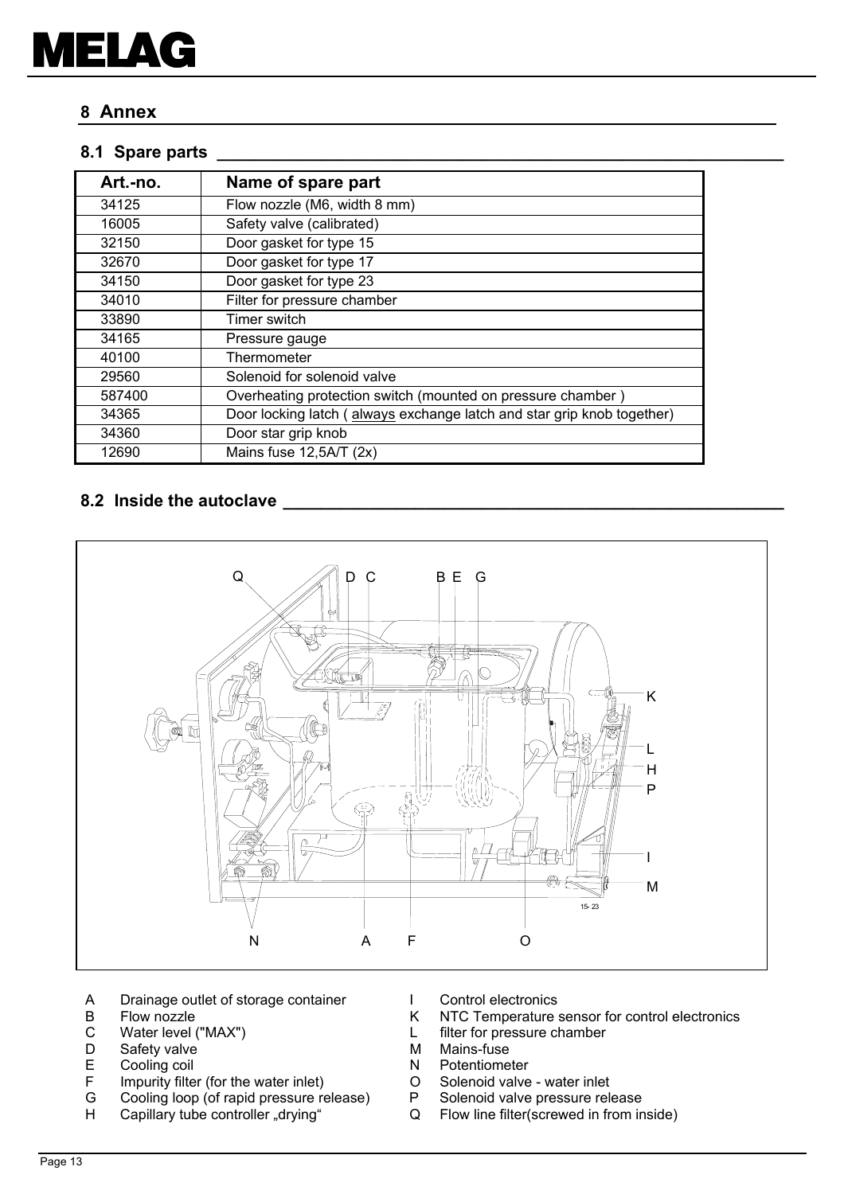# 8 Annex

## 8.1 Spare parts

| Art.-no. | Name of spare part |
|---|---|
| 34125 | Flow nozzle (M6, width 8 mm) |
| 16005 | Safety valve (calibrated) |
| 32150 | Door gasket for type 15 |
| 32670 | Door gasket for type 17 |
| 34150 | Door gasket for type 23 |
| 34010 | Filter for pressure chamber |
| 33890 | Timer switch |
| 34165 | Pressure gauge |
| 40100 | Thermometer |
| 29560 | Solenoid for solenoid valve |
| 587400 | Overheating protection switch (mounted on pressure chamber ) |
| 34365 | Door locking latch ( always exchange latch and star grip knob together) |
| 34360 | Door star grip knob |
| 12690 | Mains fuse 12,5A/T (2x) |

## 8.2 Inside the autoclave

Q D C B E G K L H P I M N A F O 15-23

- A Drainage outlet of storage container
- B Flow nozzle
- C Water level ("MAX")
- D Safety valve
- E Cooling coil
- F Impurity filter (for the water inlet)
- G Cooling loop (of rapid pressure release)
- H Capillary tube controller „drying“
- I Control electronics
- K NTC Temperature sensor for control electronics
- L filter for pressure chamber
- M Mains-fuse
- N Potentiometer
- O Solenoid valve - water inlet
- P Solenoid valve pressure release
- Q Flow line filter(screwed in from inside)